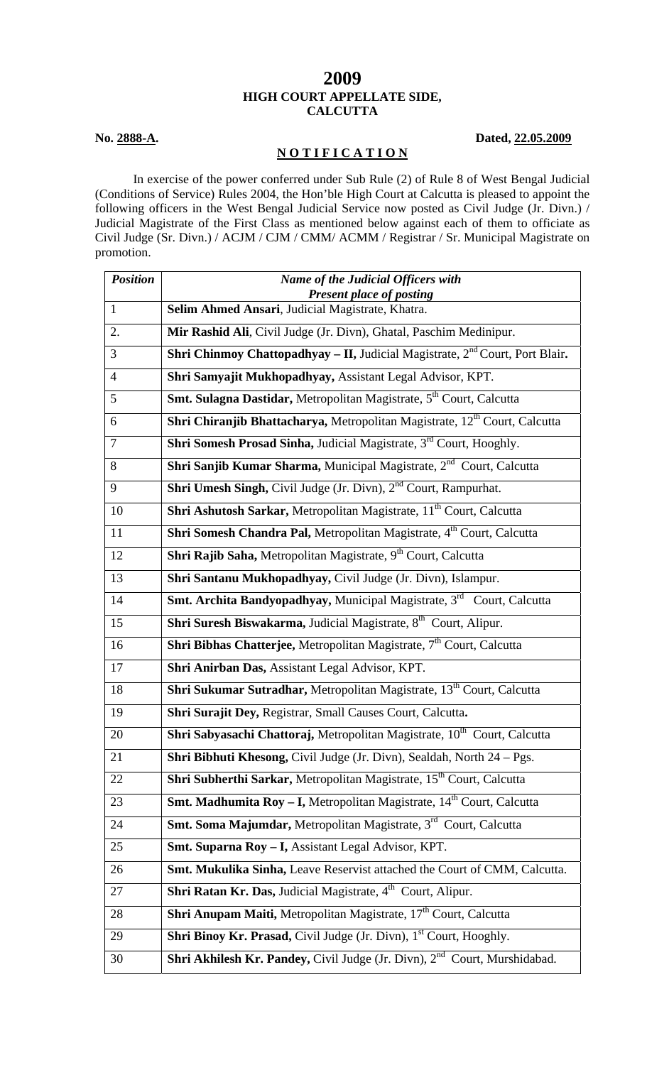# 2009
## HIGH COURT APPELLATE SIDE, CALCUTTA

**No. 2888-A.** **Dated, 22.05.2009**

## N O T I F I C A T I O N

In exercise of the power conferred under Sub Rule (2) of Rule 8 of West Bengal Judicial (Conditions of Service) Rules 2004, the Hon'ble High Court at Calcutta is pleased to appoint the following officers in the West Bengal Judicial Service now posted as Civil Judge (Jr. Divn.) / Judicial Magistrate of the First Class as mentioned below against each of them to officiate as Civil Judge (Sr. Divn.) / ACJM / CJM / CMM/ ACMM / Registrar / Sr. Municipal Magistrate on promotion.

| *Position* | *Name of the Judicial Officers with Present place of posting* |
|---|---|
| 1 | **Selim Ahmed Ansari**, Judicial Magistrate, Khatra. |
| 2. | **Mir Rashid Ali**, Civil Judge (Jr. Divn), Ghatal, Paschim Medinipur. |
| 3 | **Shri Chinmoy Chattopadhyay – II,** Judicial Magistrate, 2nd Court, Port Blair. |
| 4 | **Shri Samyajit Mukhopadhyay,** Assistant Legal Advisor, KPT. |
| 5 | **Smt. Sulagna Dastidar,** Metropolitan Magistrate, 5th Court, Calcutta |
| 6 | **Shri Chiranjib Bhattacharya,** Metropolitan Magistrate, 12th Court, Calcutta |
| 7 | **Shri Somesh Prosad Sinha,** Judicial Magistrate, 3rd Court, Hooghly. |
| 8 | **Shri Sanjib Kumar Sharma,** Municipal Magistrate, 2nd Court, Calcutta |
| 9 | **Shri Umesh Singh,** Civil Judge (Jr. Divn), 2nd Court, Rampurhat. |
| 10 | **Shri Ashutosh Sarkar,** Metropolitan Magistrate, 11th Court, Calcutta |
| 11 | **Shri Somesh Chandra Pal,** Metropolitan Magistrate, 4th Court, Calcutta |
| 12 | **Shri Rajib Saha,** Metropolitan Magistrate, 9th Court, Calcutta |
| 13 | **Shri Santanu Mukhopadhyay,** Civil Judge (Jr. Divn), Islampur. |
| 14 | **Smt. Archita Bandyopadhyay,** Municipal Magistrate, 3rd Court, Calcutta |
| 15 | **Shri Suresh Biswakarma,** Judicial Magistrate, 8th Court, Alipur. |
| 16 | **Shri Bibhas Chatterjee,** Metropolitan Magistrate, 7th Court, Calcutta |
| 17 | **Shri Anirban Das,** Assistant Legal Advisor, KPT. |
| 18 | **Shri Sukumar Sutradhar,** Metropolitan Magistrate, 13th Court, Calcutta |
| 19 | **Shri Surajit Dey,** Registrar, Small Causes Court, Calcutta. |
| 20 | **Shri Sabyasachi Chattoraj,** Metropolitan Magistrate, 10th Court, Calcutta |
| 21 | **Shri Bibhuti Khesong,** Civil Judge (Jr. Divn), Sealdah, North 24 – Pgs. |
| 22 | **Shri Subherthi Sarkar,** Metropolitan Magistrate, 15th Court, Calcutta |
| 23 | **Smt. Madhumita Roy – I,** Metropolitan Magistrate, 14th Court, Calcutta |
| 24 | **Smt. Soma Majumdar,** Metropolitan Magistrate, 3rd Court, Calcutta |
| 25 | **Smt. Suparna Roy – I,** Assistant Legal Advisor, KPT. |
| 26 | **Smt. Mukulika Sinha,** Leave Reservist attached the Court of CMM, Calcutta. |
| 27 | **Shri Ratan Kr. Das,** Judicial Magistrate, 4th Court, Alipur. |
| 28 | **Shri Anupam Maiti,** Metropolitan Magistrate, 17th Court, Calcutta |
| 29 | **Shri Binoy Kr. Prasad,** Civil Judge (Jr. Divn), 1st Court, Hooghly. |
| 30 | **Shri Akhilesh Kr. Pandey,** Civil Judge (Jr. Divn), 2nd Court, Murshidabad. |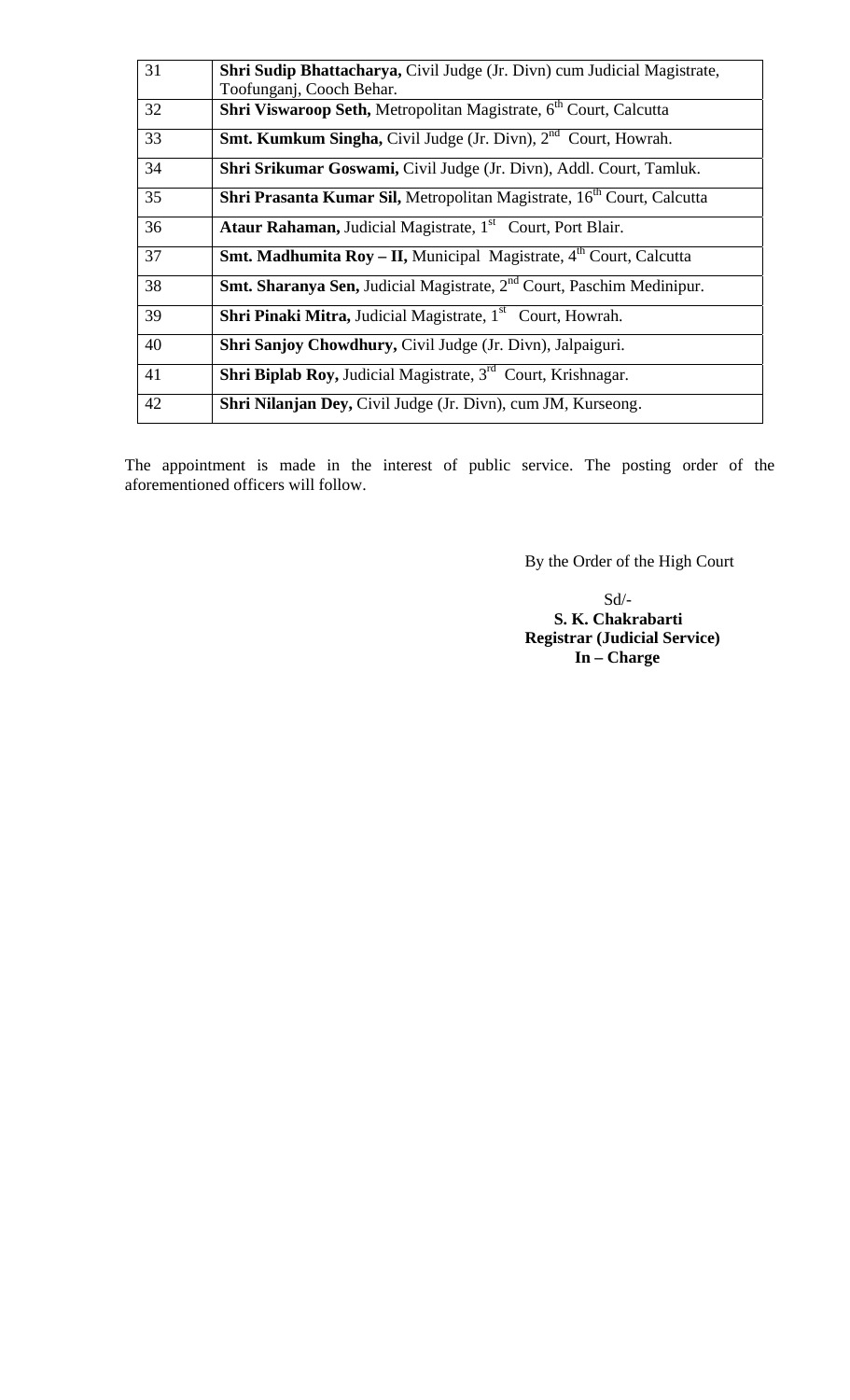| | |
|---|---|
| 31 | **Shri Sudip Bhattacharya,** Civil Judge (Jr. Divn) cum Judicial Magistrate, Toofunganj, Cooch Behar. |
| 32 | **Shri Viswaroop Seth,** Metropolitan Magistrate, 6th Court, Calcutta |
| 33 | **Smt. Kumkum Singha,** Civil Judge (Jr. Divn), 2nd Court, Howrah. |
| 34 | **Shri Srikumar Goswami,** Civil Judge (Jr. Divn), Addl. Court, Tamluk. |
| 35 | **Shri Prasanta Kumar Sil,** Metropolitan Magistrate, 16th Court, Calcutta |
| 36 | **Ataur Rahaman,** Judicial Magistrate, 1st Court, Port Blair. |
| 37 | **Smt. Madhumita Roy – II,** Municipal Magistrate, 4th Court, Calcutta |
| 38 | **Smt. Sharanya Sen,** Judicial Magistrate, 2nd Court, Paschim Medinipur. |
| 39 | **Shri Pinaki Mitra,** Judicial Magistrate, 1st Court, Howrah. |
| 40 | **Shri Sanjoy Chowdhury,** Civil Judge (Jr. Divn), Jalpaiguri. |
| 41 | **Shri Biplab Roy,** Judicial Magistrate, 3rd Court, Krishnagar. |
| 42 | **Shri Nilanjan Dey,** Civil Judge (Jr. Divn), cum JM, Kurseong. |

The appointment is made in the interest of public service. The posting order of the aforementioned officers will follow.

By the Order of the High Court

Sd/-

**S. K. Chakrabarti**
**Registrar (Judicial Service)**
**In – Charge**